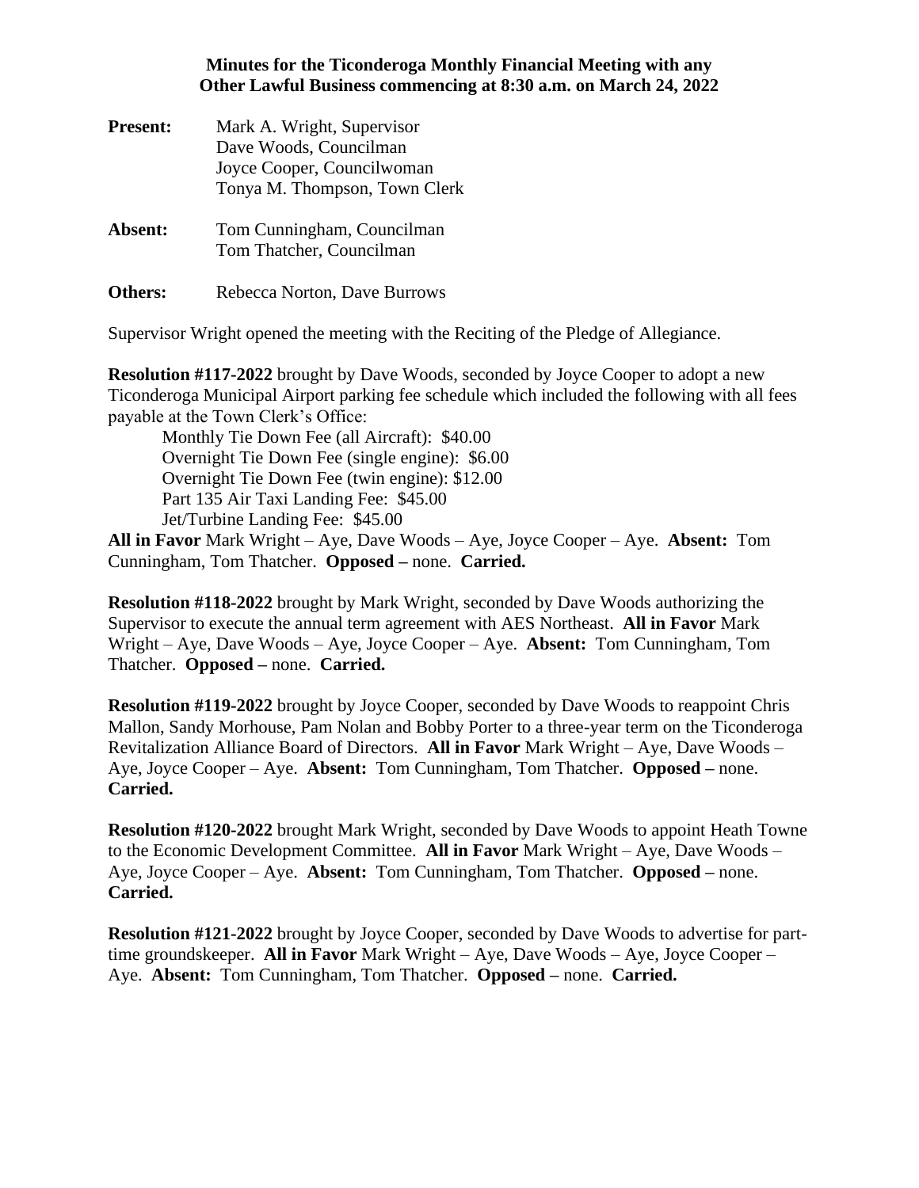**Minutes for the Ticonderoga Monthly Financial Meeting with any Other Lawful Business commencing at 8:30 a.m. on March 24, 2022**

**Present:** Mark A. Wright, Supervisor
Dave Woods, Councilman
Joyce Cooper, Councilwoman
Tonya M. Thompson, Town Clerk

**Absent:** Tom Cunningham, Councilman
Tom Thatcher, Councilman

**Others:** Rebecca Norton, Dave Burrows

Supervisor Wright opened the meeting with the Reciting of the Pledge of Allegiance.

**Resolution #117-2022** brought by Dave Woods, seconded by Joyce Cooper to adopt a new Ticonderoga Municipal Airport parking fee schedule which included the following with all fees payable at the Town Clerk's Office:

Monthly Tie Down Fee (all Aircraft): $40.00
Overnight Tie Down Fee (single engine): $6.00
Overnight Tie Down Fee (twin engine): $12.00
Part 135 Air Taxi Landing Fee: $45.00
Jet/Turbine Landing Fee: $45.00

**All in Favor** Mark Wright – Aye, Dave Woods – Aye, Joyce Cooper – Aye. **Absent:** Tom Cunningham, Tom Thatcher. **Opposed –** none. **Carried.**

**Resolution #118-2022** brought by Mark Wright, seconded by Dave Woods authorizing the Supervisor to execute the annual term agreement with AES Northeast. **All in Favor** Mark Wright – Aye, Dave Woods – Aye, Joyce Cooper – Aye. **Absent:** Tom Cunningham, Tom Thatcher. **Opposed –** none. **Carried.**

**Resolution #119-2022** brought by Joyce Cooper, seconded by Dave Woods to reappoint Chris Mallon, Sandy Morhouse, Pam Nolan and Bobby Porter to a three-year term on the Ticonderoga Revitalization Alliance Board of Directors. **All in Favor** Mark Wright – Aye, Dave Woods – Aye, Joyce Cooper – Aye. **Absent:** Tom Cunningham, Tom Thatcher. **Opposed –** none. **Carried.**

**Resolution #120-2022** brought Mark Wright, seconded by Dave Woods to appoint Heath Towne to the Economic Development Committee. **All in Favor** Mark Wright – Aye, Dave Woods – Aye, Joyce Cooper – Aye. **Absent:** Tom Cunningham, Tom Thatcher. **Opposed –** none. **Carried.**

**Resolution #121-2022** brought by Joyce Cooper, seconded by Dave Woods to advertise for part-time groundskeeper. **All in Favor** Mark Wright – Aye, Dave Woods – Aye, Joyce Cooper – Aye. **Absent:** Tom Cunningham, Tom Thatcher. **Opposed –** none. **Carried.**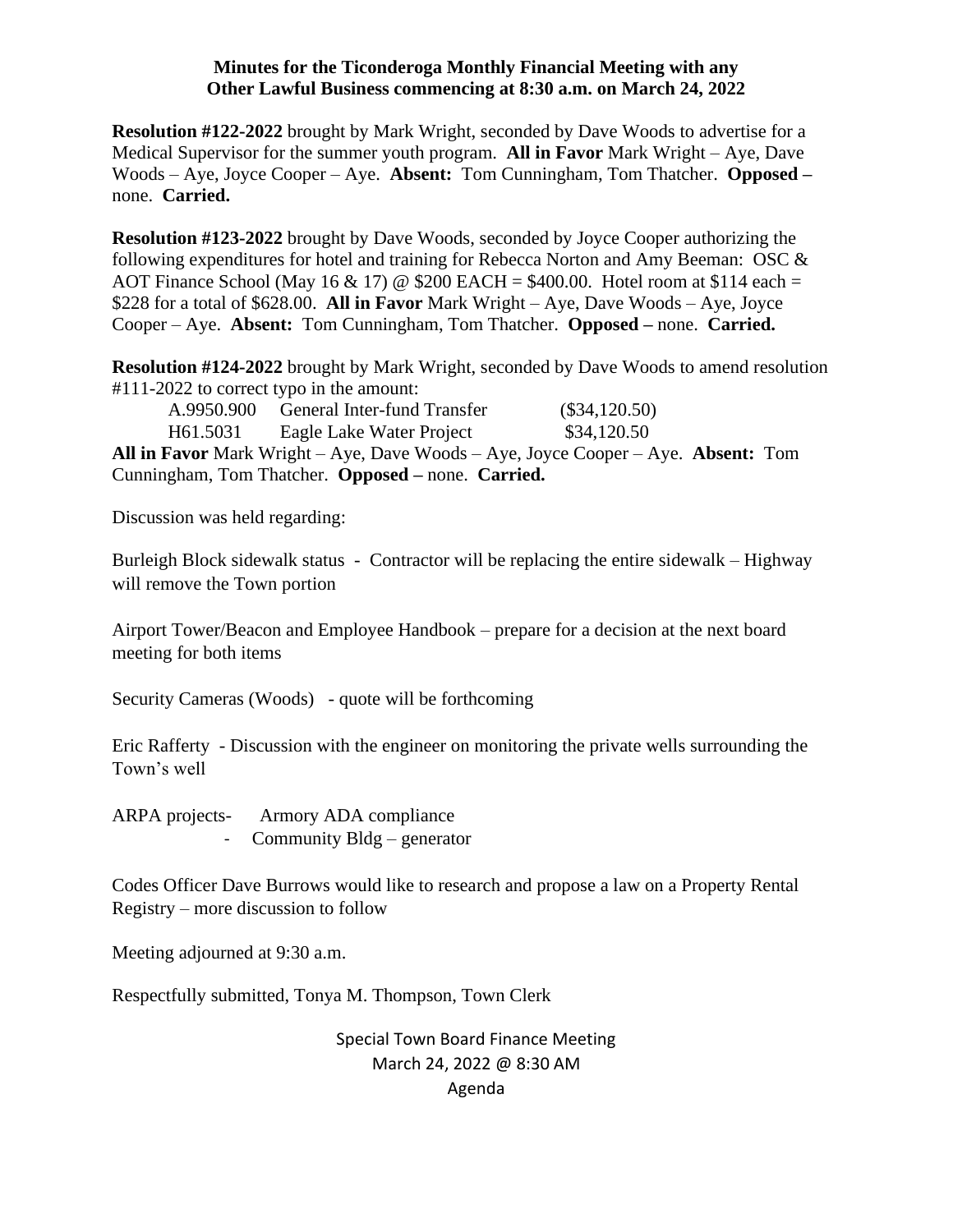**Minutes for the Ticonderoga Monthly Financial Meeting with any Other Lawful Business commencing at 8:30 a.m. on March 24, 2022**

**Resolution #122-2022** brought by Mark Wright, seconded by Dave Woods to advertise for a Medical Supervisor for the summer youth program. **All in Favor** Mark Wright – Aye, Dave Woods – Aye, Joyce Cooper – Aye. **Absent:** Tom Cunningham, Tom Thatcher. **Opposed –** none. **Carried.**

**Resolution #123-2022** brought by Dave Woods, seconded by Joyce Cooper authorizing the following expenditures for hotel and training for Rebecca Norton and Amy Beeman: OSC & AOT Finance School (May 16 & 17) @ $200 EACH = $400.00. Hotel room at $114 each = $228 for a total of $628.00. **All in Favor** Mark Wright – Aye, Dave Woods – Aye, Joyce Cooper – Aye. **Absent:** Tom Cunningham, Tom Thatcher. **Opposed –** none. **Carried.**

**Resolution #124-2022** brought by Mark Wright, seconded by Dave Woods to amend resolution #111-2022 to correct typo in the amount:

| | | |
|---|---|---|
| A.9950.900 | General Inter-fund Transfer | ($34,120.50) |
| H61.5031 | Eagle Lake Water Project | $34,120.50 |

**All in Favor** Mark Wright – Aye, Dave Woods – Aye, Joyce Cooper – Aye. **Absent:** Tom Cunningham, Tom Thatcher. **Opposed –** none. **Carried.**

Discussion was held regarding:

Burleigh Block sidewalk status - Contractor will be replacing the entire sidewalk – Highway will remove the Town portion

Airport Tower/Beacon and Employee Handbook – prepare for a decision at the next board meeting for both items

Security Cameras (Woods) - quote will be forthcoming

Eric Rafferty - Discussion with the engineer on monitoring the private wells surrounding the Town's well

ARPA projects- Armory ADA compliance
- Community Bldg – generator

Codes Officer Dave Burrows would like to research and propose a law on a Property Rental Registry – more discussion to follow

Meeting adjourned at 9:30 a.m.

Respectfully submitted, Tonya M. Thompson, Town Clerk

Special Town Board Finance Meeting
March 24, 2022 @ 8:30 AM
Agenda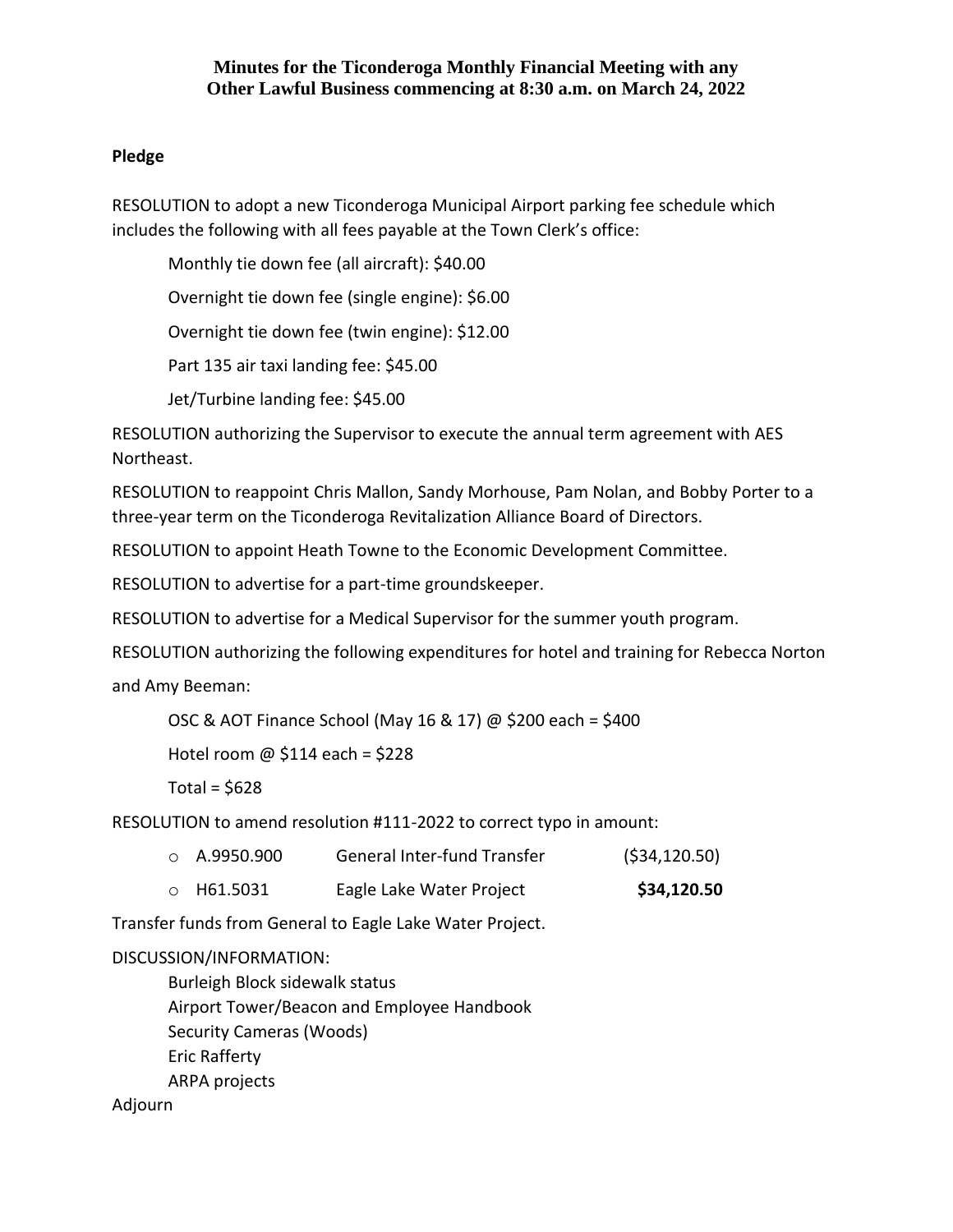**Minutes for the Ticonderoga Monthly Financial Meeting with any Other Lawful Business commencing at 8:30 a.m. on March 24, 2022**

**Pledge**

RESOLUTION to adopt a new Ticonderoga Municipal Airport parking fee schedule which includes the following with all fees payable at the Town Clerk's office:

Monthly tie down fee (all aircraft): $40.00

Overnight tie down fee (single engine): $6.00

Overnight tie down fee (twin engine): $12.00

Part 135 air taxi landing fee: $45.00

Jet/Turbine landing fee: $45.00

RESOLUTION authorizing the Supervisor to execute the annual term agreement with AES Northeast.

RESOLUTION to reappoint Chris Mallon, Sandy Morhouse, Pam Nolan, and Bobby Porter to a three-year term on the Ticonderoga Revitalization Alliance Board of Directors.

RESOLUTION to appoint Heath Towne to the Economic Development Committee.

RESOLUTION to advertise for a part-time groundskeeper.

RESOLUTION to advertise for a Medical Supervisor for the summer youth program.

RESOLUTION authorizing the following expenditures for hotel and training for Rebecca Norton and Amy Beeman:

OSC & AOT Finance School (May 16 & 17) @ $200 each = $400

Hotel room @ $114 each = $228

Total = $628

RESOLUTION to amend resolution #111-2022 to correct typo in amount:

| | | |
|---|---|---|
| A.9950.900 | General Inter-fund Transfer | ($34,120.50) |
| H61.5031 | Eagle Lake Water Project | **$34,120.50** |

Transfer funds from General to Eagle Lake Water Project.

DISCUSSION/INFORMATION:

Burleigh Block sidewalk status
Airport Tower/Beacon and Employee Handbook
Security Cameras (Woods)
Eric Rafferty
ARPA projects

Adjourn